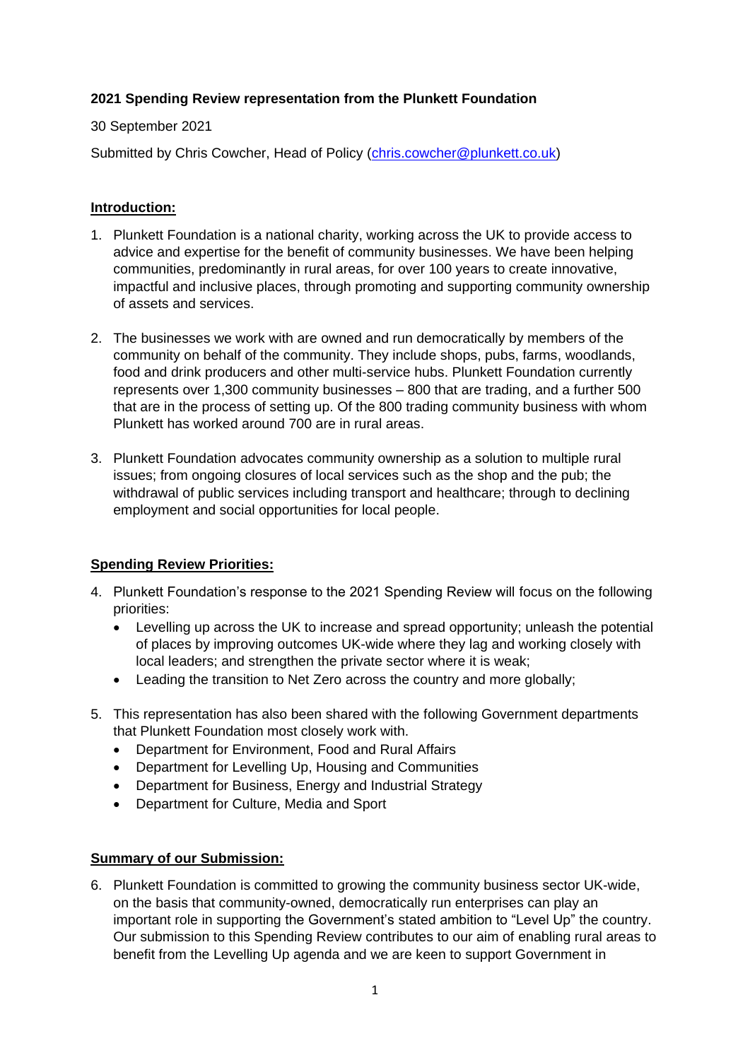**2021 Spending Review representation from the Plunkett Foundation**

30 September 2021

Submitted by Chris Cowcher, Head of Policy (chris.cowcher@plunkett.co.uk)

**Introduction:**

1. Plunkett Foundation is a national charity, working across the UK to provide access to advice and expertise for the benefit of community businesses. We have been helping communities, predominantly in rural areas, for over 100 years to create innovative, impactful and inclusive places, through promoting and supporting community ownership of assets and services.

2. The businesses we work with are owned and run democratically by members of the community on behalf of the community. They include shops, pubs, farms, woodlands, food and drink producers and other multi-service hubs. Plunkett Foundation currently represents over 1,300 community businesses – 800 that are trading, and a further 500 that are in the process of setting up. Of the 800 trading community business with whom Plunkett has worked around 700 are in rural areas.

3. Plunkett Foundation advocates community ownership as a solution to multiple rural issues; from ongoing closures of local services such as the shop and the pub; the withdrawal of public services including transport and healthcare; through to declining employment and social opportunities for local people.

**Spending Review Priorities:**

4. Plunkett Foundation's response to the 2021 Spending Review will focus on the following priorities:
   - Levelling up across the UK to increase and spread opportunity; unleash the potential of places by improving outcomes UK-wide where they lag and working closely with local leaders; and strengthen the private sector where it is weak;
   - Leading the transition to Net Zero across the country and more globally;

5. This representation has also been shared with the following Government departments that Plunkett Foundation most closely work with.
   - Department for Environment, Food and Rural Affairs
   - Department for Levelling Up, Housing and Communities
   - Department for Business, Energy and Industrial Strategy
   - Department for Culture, Media and Sport

**Summary of our Submission:**

6. Plunkett Foundation is committed to growing the community business sector UK-wide, on the basis that community-owned, democratically run enterprises can play an important role in supporting the Government's stated ambition to "Level Up" the country. Our submission to this Spending Review contributes to our aim of enabling rural areas to benefit from the Levelling Up agenda and we are keen to support Government in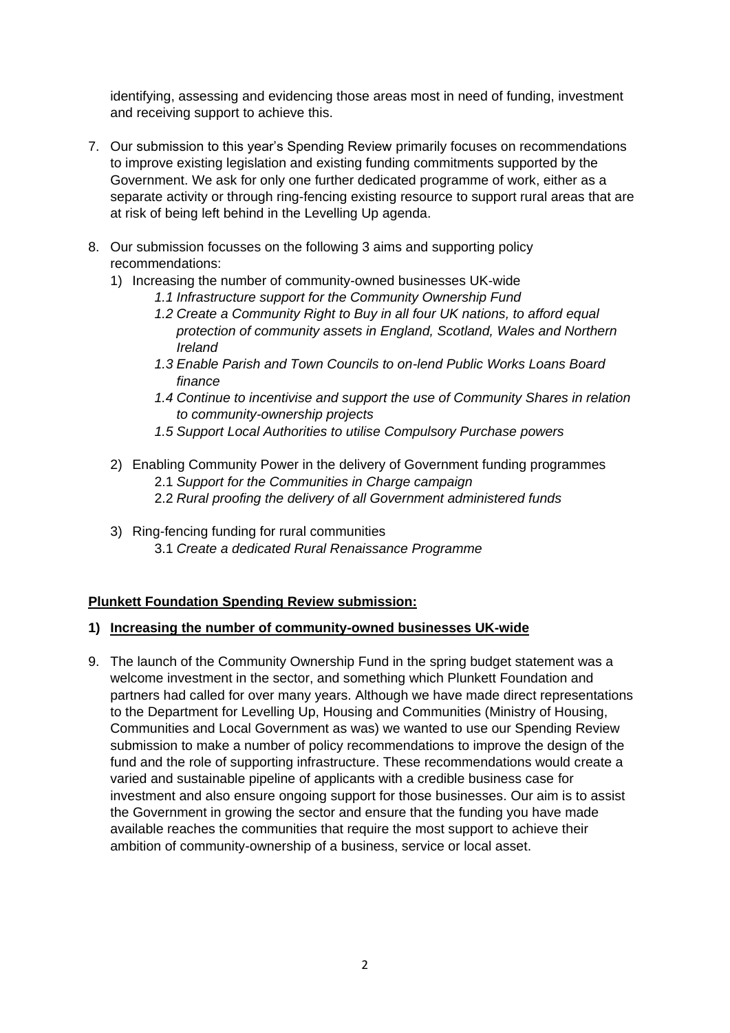identifying, assessing and evidencing those areas most in need of funding, investment and receiving support to achieve this.

7. Our submission to this year's Spending Review primarily focuses on recommendations to improve existing legislation and existing funding commitments supported by the Government. We ask for only one further dedicated programme of work, either as a separate activity or through ring-fencing existing resource to support rural areas that are at risk of being left behind in the Levelling Up agenda.

8. Our submission focusses on the following 3 aims and supporting policy recommendations:
   1) Increasing the number of community-owned businesses UK-wide
      *1.1 Infrastructure support for the Community Ownership Fund*
      *1.2 Create a Community Right to Buy in all four UK nations, to afford equal protection of community assets in England, Scotland, Wales and Northern Ireland*
      *1.3 Enable Parish and Town Councils to on-lend Public Works Loans Board finance*
      *1.4 Continue to incentivise and support the use of Community Shares in relation to community-ownership projects*
      *1.5 Support Local Authorities to utilise Compulsory Purchase powers*

   2) Enabling Community Power in the delivery of Government funding programmes
      2.1 *Support for the Communities in Charge campaign*
      2.2 *Rural proofing the delivery of all Government administered funds*

   3) Ring-fencing funding for rural communities
      3.1 *Create a dedicated Rural Renaissance Programme*

**Plunkett Foundation Spending Review submission:**

**1) Increasing the number of community-owned businesses UK-wide**

9. The launch of the Community Ownership Fund in the spring budget statement was a welcome investment in the sector, and something which Plunkett Foundation and partners had called for over many years. Although we have made direct representations to the Department for Levelling Up, Housing and Communities (Ministry of Housing, Communities and Local Government as was) we wanted to use our Spending Review submission to make a number of policy recommendations to improve the design of the fund and the role of supporting infrastructure. These recommendations would create a varied and sustainable pipeline of applicants with a credible business case for investment and also ensure ongoing support for those businesses. Our aim is to assist the Government in growing the sector and ensure that the funding you have made available reaches the communities that require the most support to achieve their ambition of community-ownership of a business, service or local asset.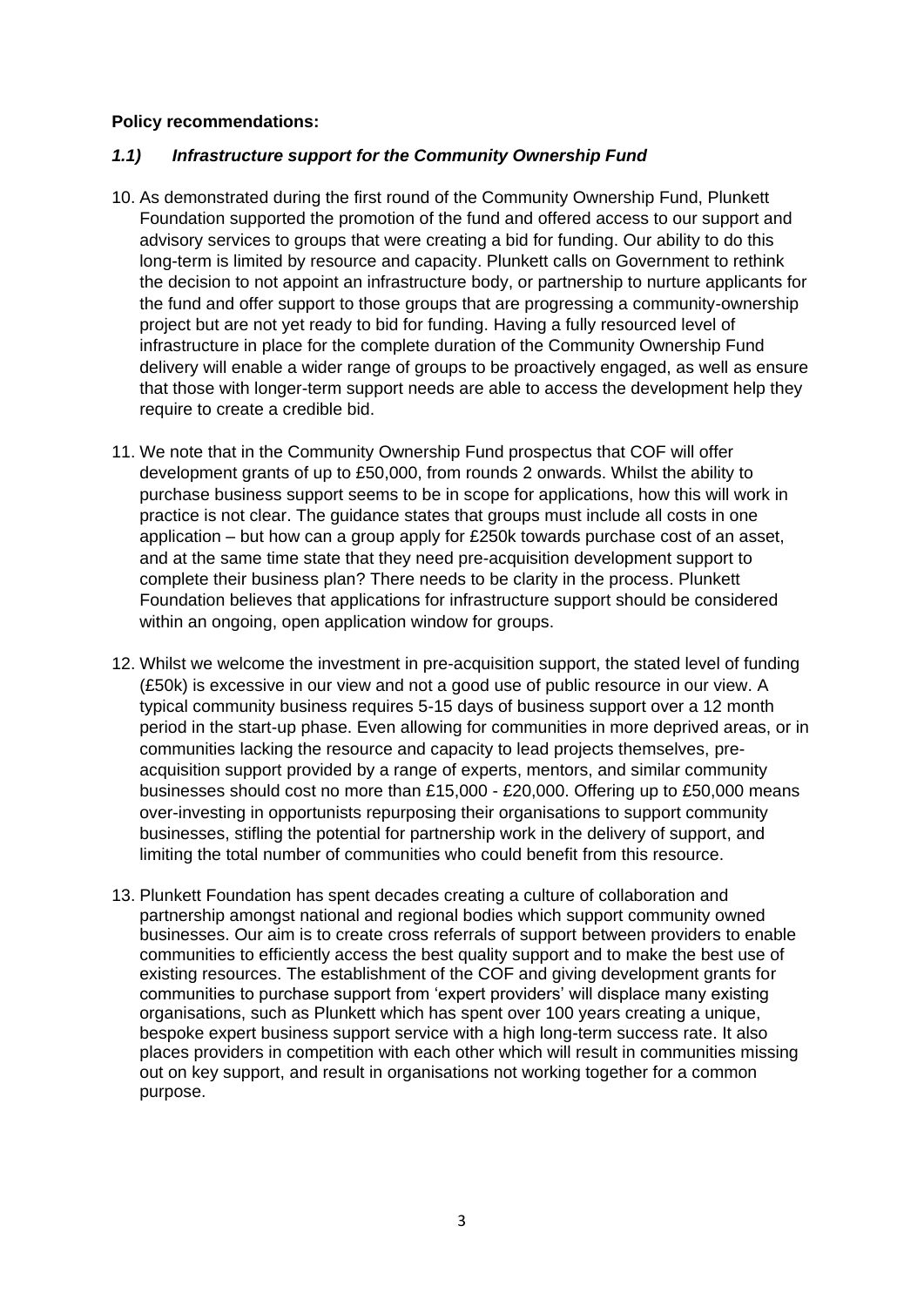**Policy recommendations:**

### *1.1) Infrastructure support for the Community Ownership Fund*

10. As demonstrated during the first round of the Community Ownership Fund, Plunkett Foundation supported the promotion of the fund and offered access to our support and advisory services to groups that were creating a bid for funding. Our ability to do this long-term is limited by resource and capacity. Plunkett calls on Government to rethink the decision to not appoint an infrastructure body, or partnership to nurture applicants for the fund and offer support to those groups that are progressing a community-ownership project but are not yet ready to bid for funding. Having a fully resourced level of infrastructure in place for the complete duration of the Community Ownership Fund delivery will enable a wider range of groups to be proactively engaged, as well as ensure that those with longer-term support needs are able to access the development help they require to create a credible bid.

11. We note that in the Community Ownership Fund prospectus that COF will offer development grants of up to £50,000, from rounds 2 onwards. Whilst the ability to purchase business support seems to be in scope for applications, how this will work in practice is not clear. The guidance states that groups must include all costs in one application – but how can a group apply for £250k towards purchase cost of an asset, and at the same time state that they need pre-acquisition development support to complete their business plan? There needs to be clarity in the process. Plunkett Foundation believes that applications for infrastructure support should be considered within an ongoing, open application window for groups.

12. Whilst we welcome the investment in pre-acquisition support, the stated level of funding (£50k) is excessive in our view and not a good use of public resource in our view. A typical community business requires 5-15 days of business support over a 12 month period in the start-up phase. Even allowing for communities in more deprived areas, or in communities lacking the resource and capacity to lead projects themselves, pre-acquisition support provided by a range of experts, mentors, and similar community businesses should cost no more than £15,000 - £20,000. Offering up to £50,000 means over-investing in opportunists repurposing their organisations to support community businesses, stifling the potential for partnership work in the delivery of support, and limiting the total number of communities who could benefit from this resource.

13. Plunkett Foundation has spent decades creating a culture of collaboration and partnership amongst national and regional bodies which support community owned businesses. Our aim is to create cross referrals of support between providers to enable communities to efficiently access the best quality support and to make the best use of existing resources. The establishment of the COF and giving development grants for communities to purchase support from 'expert providers' will displace many existing organisations, such as Plunkett which has spent over 100 years creating a unique, bespoke expert business support service with a high long-term success rate. It also places providers in competition with each other which will result in communities missing out on key support, and result in organisations not working together for a common purpose.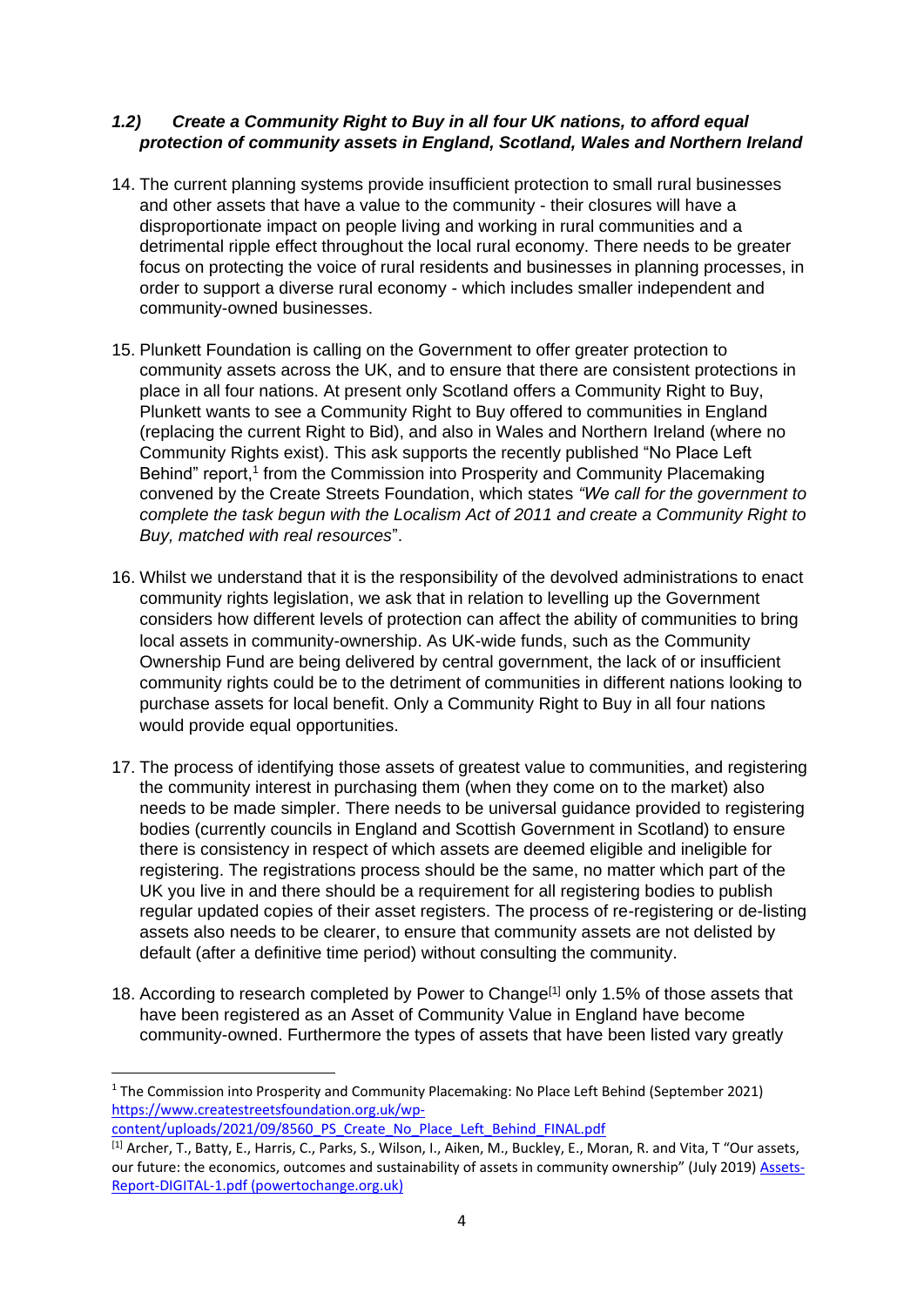### *1.2) Create a Community Right to Buy in all four UK nations, to afford equal protection of community assets in England, Scotland, Wales and Northern Ireland*

14. The current planning systems provide insufficient protection to small rural businesses and other assets that have a value to the community - their closures will have a disproportionate impact on people living and working in rural communities and a detrimental ripple effect throughout the local rural economy. There needs to be greater focus on protecting the voice of rural residents and businesses in planning processes, in order to support a diverse rural economy - which includes smaller independent and community-owned businesses.

15. Plunkett Foundation is calling on the Government to offer greater protection to community assets across the UK, and to ensure that there are consistent protections in place in all four nations. At present only Scotland offers a Community Right to Buy, Plunkett wants to see a Community Right to Buy offered to communities in England (replacing the current Right to Bid), and also in Wales and Northern Ireland (where no Community Rights exist). This ask supports the recently published "No Place Left Behind" report,[1] from the Commission into Prosperity and Community Placemaking convened by the Create Streets Foundation, which states *"We call for the government to complete the task begun with the Localism Act of 2011 and create a Community Right to Buy, matched with real resources*".

16. Whilst we understand that it is the responsibility of the devolved administrations to enact community rights legislation, we ask that in relation to levelling up the Government considers how different levels of protection can affect the ability of communities to bring local assets in community-ownership. As UK-wide funds, such as the Community Ownership Fund are being delivered by central government, the lack of or insufficient community rights could be to the detriment of communities in different nations looking to purchase assets for local benefit. Only a Community Right to Buy in all four nations would provide equal opportunities.

17. The process of identifying those assets of greatest value to communities, and registering the community interest in purchasing them (when they come on to the market) also needs to be made simpler. There needs to be universal guidance provided to registering bodies (currently councils in England and Scottish Government in Scotland) to ensure there is consistency in respect of which assets are deemed eligible and ineligible for registering. The registrations process should be the same, no matter which part of the UK you live in and there should be a requirement for all registering bodies to publish regular updated copies of their asset registers. The process of re-registering or de-listing assets also needs to be clearer, to ensure that community assets are not delisted by default (after a definitive time period) without consulting the community.

18. According to research completed by Power to Change[1] only 1.5% of those assets that have been registered as an Asset of Community Value in England have become community-owned. Furthermore the types of assets that have been listed vary greatly

---

[1] The Commission into Prosperity and Community Placemaking: No Place Left Behind (September 2021) [https://www.createstreetsfoundation.org.uk/wp-content/uploads/2021/09/8560_PS_Create_No_Place_Left_Behind_FINAL.pdf](https://www.createstreetsfoundation.org.uk/wp-content/uploads/2021/09/8560_PS_Create_No_Place_Left_Behind_FINAL.pdf)

[1] Archer, T., Batty, E., Harris, C., Parks, S., Wilson, I., Aiken, M., Buckley, E., Moran, R. and Vita, T "Our assets, our future: the economics, outcomes and sustainability of assets in community ownership" (July 2019) [Assets-Report-DIGITAL-1.pdf (powertochange.org.uk)](https://www.powertochange.org.uk)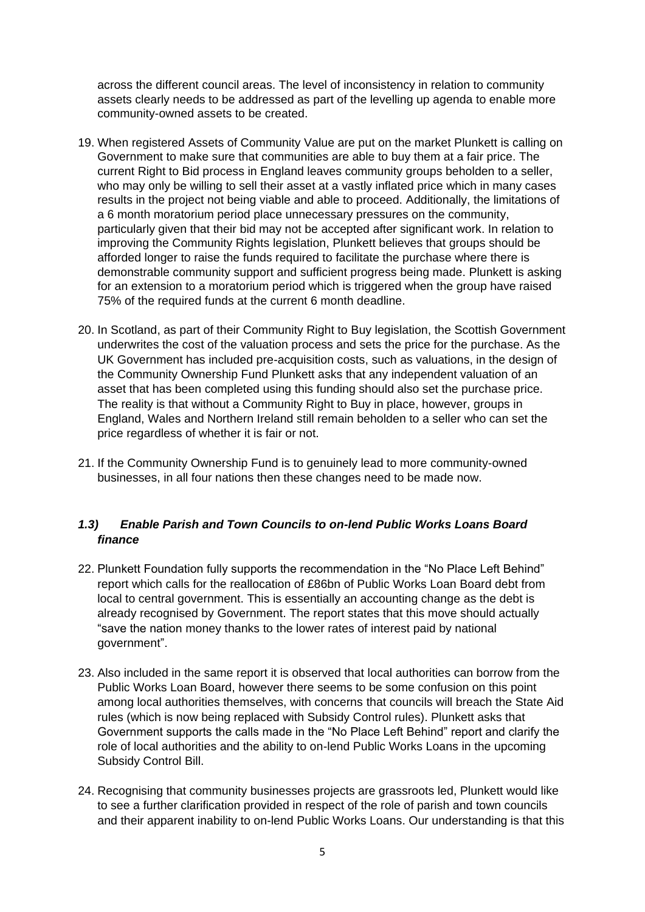across the different council areas. The level of inconsistency in relation to community assets clearly needs to be addressed as part of the levelling up agenda to enable more community-owned assets to be created.

19. When registered Assets of Community Value are put on the market Plunkett is calling on Government to make sure that communities are able to buy them at a fair price. The current Right to Bid process in England leaves community groups beholden to a seller, who may only be willing to sell their asset at a vastly inflated price which in many cases results in the project not being viable and able to proceed. Additionally, the limitations of a 6 month moratorium period place unnecessary pressures on the community, particularly given that their bid may not be accepted after significant work. In relation to improving the Community Rights legislation, Plunkett believes that groups should be afforded longer to raise the funds required to facilitate the purchase where there is demonstrable community support and sufficient progress being made. Plunkett is asking for an extension to a moratorium period which is triggered when the group have raised 75% of the required funds at the current 6 month deadline.

20. In Scotland, as part of their Community Right to Buy legislation, the Scottish Government underwrites the cost of the valuation process and sets the price for the purchase. As the UK Government has included pre-acquisition costs, such as valuations, in the design of the Community Ownership Fund Plunkett asks that any independent valuation of an asset that has been completed using this funding should also set the purchase price. The reality is that without a Community Right to Buy in place, however, groups in England, Wales and Northern Ireland still remain beholden to a seller who can set the price regardless of whether it is fair or not.

21. If the Community Ownership Fund is to genuinely lead to more community-owned businesses, in all four nations then these changes need to be made now.

### *1.3) Enable Parish and Town Councils to on-lend Public Works Loans Board finance*

22. Plunkett Foundation fully supports the recommendation in the "No Place Left Behind" report which calls for the reallocation of £86bn of Public Works Loan Board debt from local to central government. This is essentially an accounting change as the debt is already recognised by Government. The report states that this move should actually "save the nation money thanks to the lower rates of interest paid by national government".

23. Also included in the same report it is observed that local authorities can borrow from the Public Works Loan Board, however there seems to be some confusion on this point among local authorities themselves, with concerns that councils will breach the State Aid rules (which is now being replaced with Subsidy Control rules). Plunkett asks that Government supports the calls made in the "No Place Left Behind" report and clarify the role of local authorities and the ability to on-lend Public Works Loans in the upcoming Subsidy Control Bill.

24. Recognising that community businesses projects are grassroots led, Plunkett would like to see a further clarification provided in respect of the role of parish and town councils and their apparent inability to on-lend Public Works Loans. Our understanding is that this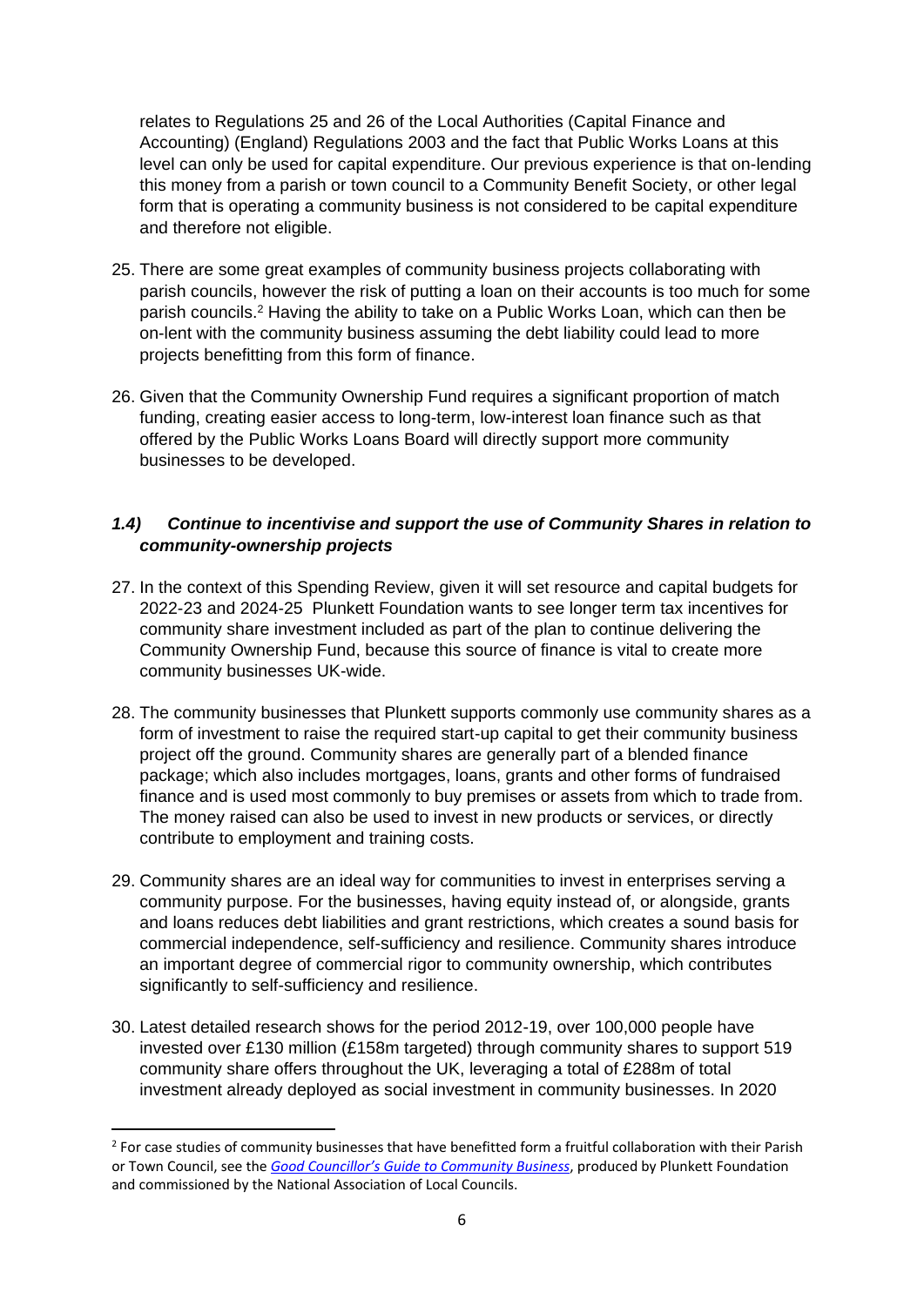relates to Regulations 25 and 26 of the Local Authorities (Capital Finance and Accounting) (England) Regulations 2003 and the fact that Public Works Loans at this level can only be used for capital expenditure. Our previous experience is that on-lending this money from a parish or town council to a Community Benefit Society, or other legal form that is operating a community business is not considered to be capital expenditure and therefore not eligible.

25. There are some great examples of community business projects collaborating with parish councils, however the risk of putting a loan on their accounts is too much for some parish councils.[2] Having the ability to take on a Public Works Loan, which can then be on-lent with the community business assuming the debt liability could lead to more projects benefitting from this form of finance.

26. Given that the Community Ownership Fund requires a significant proportion of match funding, creating easier access to long-term, low-interest loan finance such as that offered by the Public Works Loans Board will directly support more community businesses to be developed.

### ***1.4) Continue to incentivise and support the use of Community Shares in relation to community-ownership projects***

27. In the context of this Spending Review, given it will set resource and capital budgets for 2022-23 and 2024-25 Plunkett Foundation wants to see longer term tax incentives for community share investment included as part of the plan to continue delivering the Community Ownership Fund, because this source of finance is vital to create more community businesses UK-wide.

28. The community businesses that Plunkett supports commonly use community shares as a form of investment to raise the required start-up capital to get their community business project off the ground. Community shares are generally part of a blended finance package; which also includes mortgages, loans, grants and other forms of fundraised finance and is used most commonly to buy premises or assets from which to trade from. The money raised can also be used to invest in new products or services, or directly contribute to employment and training costs.

29. Community shares are an ideal way for communities to invest in enterprises serving a community purpose. For the businesses, having equity instead of, or alongside, grants and loans reduces debt liabilities and grant restrictions, which creates a sound basis for commercial independence, self-sufficiency and resilience. Community shares introduce an important degree of commercial rigor to community ownership, which contributes significantly to self-sufficiency and resilience.

30. Latest detailed research shows for the period 2012-19, over 100,000 people have invested over £130 million (£158m targeted) through community shares to support 519 community share offers throughout the UK, leveraging a total of £288m of total investment already deployed as social investment in community businesses. In 2020

---

[2] For case studies of community businesses that have benefitted form a fruitful collaboration with their Parish or Town Council, see the *Good Councillor's Guide to Community Business*, produced by Plunkett Foundation and commissioned by the National Association of Local Councils.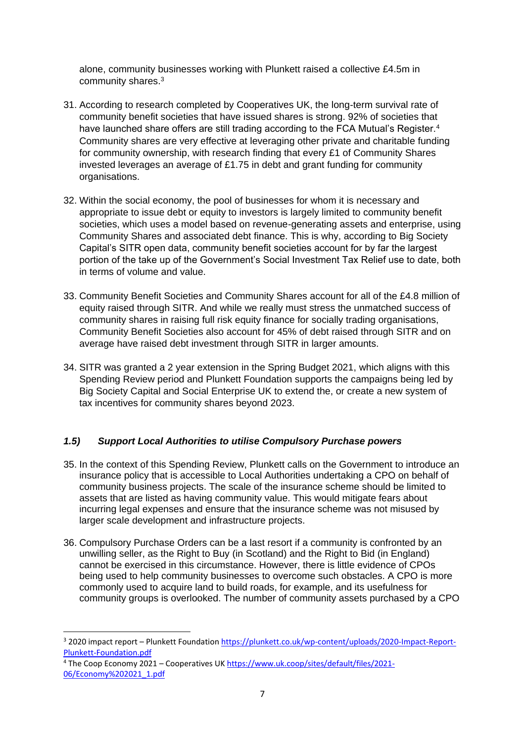alone, community businesses working with Plunkett raised a collective £4.5m in community shares.[3]

31. According to research completed by Cooperatives UK, the long-term survival rate of community benefit societies that have issued shares is strong. 92% of societies that have launched share offers are still trading according to the FCA Mutual's Register.[4] Community shares are very effective at leveraging other private and charitable funding for community ownership, with research finding that every £1 of Community Shares invested leverages an average of £1.75 in debt and grant funding for community organisations.

32. Within the social economy, the pool of businesses for whom it is necessary and appropriate to issue debt or equity to investors is largely limited to community benefit societies, which uses a model based on revenue-generating assets and enterprise, using Community Shares and associated debt finance. This is why, according to Big Society Capital's SITR open data, community benefit societies account for by far the largest portion of the take up of the Government's Social Investment Tax Relief use to date, both in terms of volume and value.

33. Community Benefit Societies and Community Shares account for all of the £4.8 million of equity raised through SITR. And while we really must stress the unmatched success of community shares in raising full risk equity finance for socially trading organisations, Community Benefit Societies also account for 45% of debt raised through SITR and on average have raised debt investment through SITR in larger amounts.

34. SITR was granted a 2 year extension in the Spring Budget 2021, which aligns with this Spending Review period and Plunkett Foundation supports the campaigns being led by Big Society Capital and Social Enterprise UK to extend the, or create a new system of tax incentives for community shares beyond 2023.

### *1.5) Support Local Authorities to utilise Compulsory Purchase powers*

35. In the context of this Spending Review, Plunkett calls on the Government to introduce an insurance policy that is accessible to Local Authorities undertaking a CPO on behalf of community business projects. The scale of the insurance scheme should be limited to assets that are listed as having community value. This would mitigate fears about incurring legal expenses and ensure that the insurance scheme was not misused by larger scale development and infrastructure projects.

36. Compulsory Purchase Orders can be a last resort if a community is confronted by an unwilling seller, as the Right to Buy (in Scotland) and the Right to Bid (in England) cannot be exercised in this circumstance. However, there is little evidence of CPOs being used to help community businesses to overcome such obstacles. A CPO is more commonly used to acquire land to build roads, for example, and its usefulness for community groups is overlooked. The number of community assets purchased by a CPO

---

[3] 2020 impact report – Plunkett Foundation https://plunkett.co.uk/wp-content/uploads/2020-Impact-Report-Plunkett-Foundation.pdf

[4] The Coop Economy 2021 – Cooperatives UK https://www.uk.coop/sites/default/files/2021-06/Economy%202021_1.pdf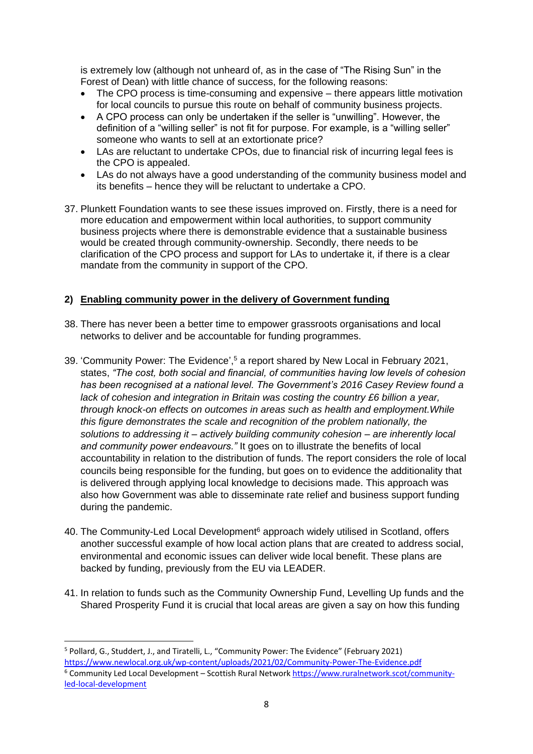is extremely low (although not unheard of, as in the case of "The Rising Sun" in the Forest of Dean) with little chance of success, for the following reasons:

- The CPO process is time-consuming and expensive – there appears little motivation for local councils to pursue this route on behalf of community business projects.
- A CPO process can only be undertaken if the seller is "unwilling". However, the definition of a "willing seller" is not fit for purpose. For example, is a "willing seller" someone who wants to sell at an extortionate price?
- LAs are reluctant to undertake CPOs, due to financial risk of incurring legal fees is the CPO is appealed.
- LAs do not always have a good understanding of the community business model and its benefits – hence they will be reluctant to undertake a CPO.

37. Plunkett Foundation wants to see these issues improved on. Firstly, there is a need for more education and empowerment within local authorities, to support community business projects where there is demonstrable evidence that a sustainable business would be created through community-ownership. Secondly, there needs to be clarification of the CPO process and support for LAs to undertake it, if there is a clear mandate from the community in support of the CPO.

## 2) Enabling community power in the delivery of Government funding

38. There has never been a better time to empower grassroots organisations and local networks to deliver and be accountable for funding programmes.

39. 'Community Power: The Evidence',[5] a report shared by New Local in February 2021, states, *"The cost, both social and financial, of communities having low levels of cohesion has been recognised at a national level. The Government's 2016 Casey Review found a lack of cohesion and integration in Britain was costing the country £6 billion a year, through knock-on effects on outcomes in areas such as health and employment.While this figure demonstrates the scale and recognition of the problem nationally, the solutions to addressing it – actively building community cohesion – are inherently local and community power endeavours."* It goes on to illustrate the benefits of local accountability in relation to the distribution of funds. The report considers the role of local councils being responsible for the funding, but goes on to evidence the additionality that is delivered through applying local knowledge to decisions made. This approach was also how Government was able to disseminate rate relief and business support funding during the pandemic.

40. The Community-Led Local Development[6] approach widely utilised in Scotland, offers another successful example of how local action plans that are created to address social, environmental and economic issues can deliver wide local benefit. These plans are backed by funding, previously from the EU via LEADER.

41. In relation to funds such as the Community Ownership Fund, Levelling Up funds and the Shared Prosperity Fund it is crucial that local areas are given a say on how this funding

---

[5] Pollard, G., Studdert, J., and Tiratelli, L., "Community Power: The Evidence" (February 2021) https://www.newlocal.org.uk/wp-content/uploads/2021/02/Community-Power-The-Evidence.pdf

[6] Community Led Local Development – Scottish Rural Network https://www.ruralnetwork.scot/community-led-local-development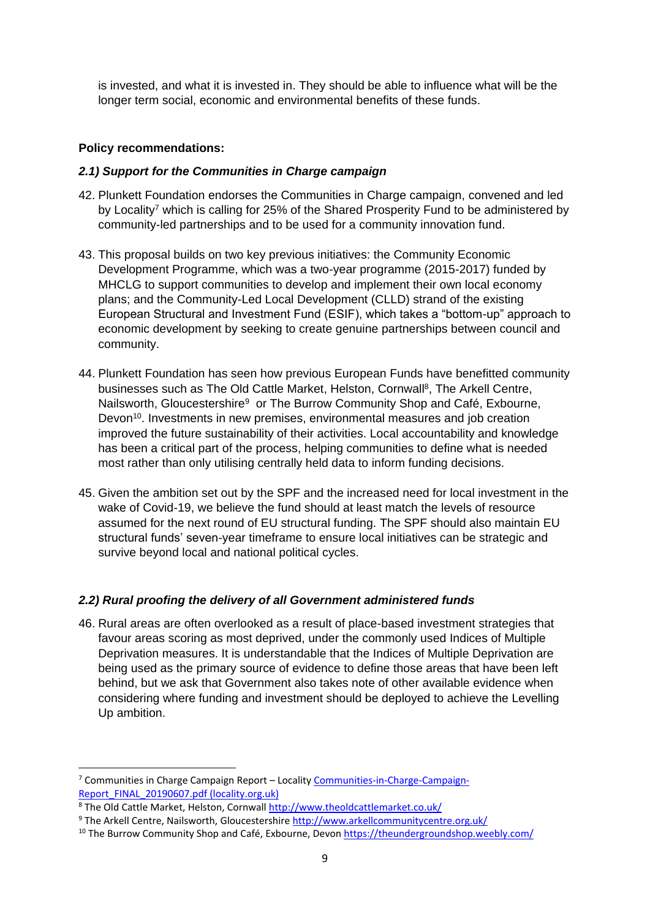is invested, and what it is invested in. They should be able to influence what will be the longer term social, economic and environmental benefits of these funds.

**Policy recommendations:**

***2.1) Support for the Communities in Charge campaign***

42. Plunkett Foundation endorses the Communities in Charge campaign, convened and led by Locality[7] which is calling for 25% of the Shared Prosperity Fund to be administered by community-led partnerships and to be used for a community innovation fund.

43. This proposal builds on two key previous initiatives: the Community Economic Development Programme, which was a two-year programme (2015-2017) funded by MHCLG to support communities to develop and implement their own local economy plans; and the Community-Led Local Development (CLLD) strand of the existing European Structural and Investment Fund (ESIF), which takes a "bottom-up" approach to economic development by seeking to create genuine partnerships between council and community.

44. Plunkett Foundation has seen how previous European Funds have benefitted community businesses such as The Old Cattle Market, Helston, Cornwall[8], The Arkell Centre, Nailsworth, Gloucestershire[9] or The Burrow Community Shop and Café, Exbourne, Devon[10]. Investments in new premises, environmental measures and job creation improved the future sustainability of their activities. Local accountability and knowledge has been a critical part of the process, helping communities to define what is needed most rather than only utilising centrally held data to inform funding decisions.

45. Given the ambition set out by the SPF and the increased need for local investment in the wake of Covid-19, we believe the fund should at least match the levels of resource assumed for the next round of EU structural funding. The SPF should also maintain EU structural funds' seven-year timeframe to ensure local initiatives can be strategic and survive beyond local and national political cycles.

***2.2) Rural proofing the delivery of all Government administered funds***

46. Rural areas are often overlooked as a result of place-based investment strategies that favour areas scoring as most deprived, under the commonly used Indices of Multiple Deprivation measures. It is understandable that the Indices of Multiple Deprivation are being used as the primary source of evidence to define those areas that have been left behind, but we ask that Government also takes note of other available evidence when considering where funding and investment should be deployed to achieve the Levelling Up ambition.

---

[7] Communities in Charge Campaign Report – Locality Communities-in-Charge-Campaign-Report_FINAL_20190607.pdf (locality.org.uk)

[8] The Old Cattle Market, Helston, Cornwall http://www.theoldcattlemarket.co.uk/

[9] The Arkell Centre, Nailsworth, Gloucestershire http://www.arkellcommunitycentre.org.uk/

[10] The Burrow Community Shop and Café, Exbourne, Devon https://theundergroundshop.weebly.com/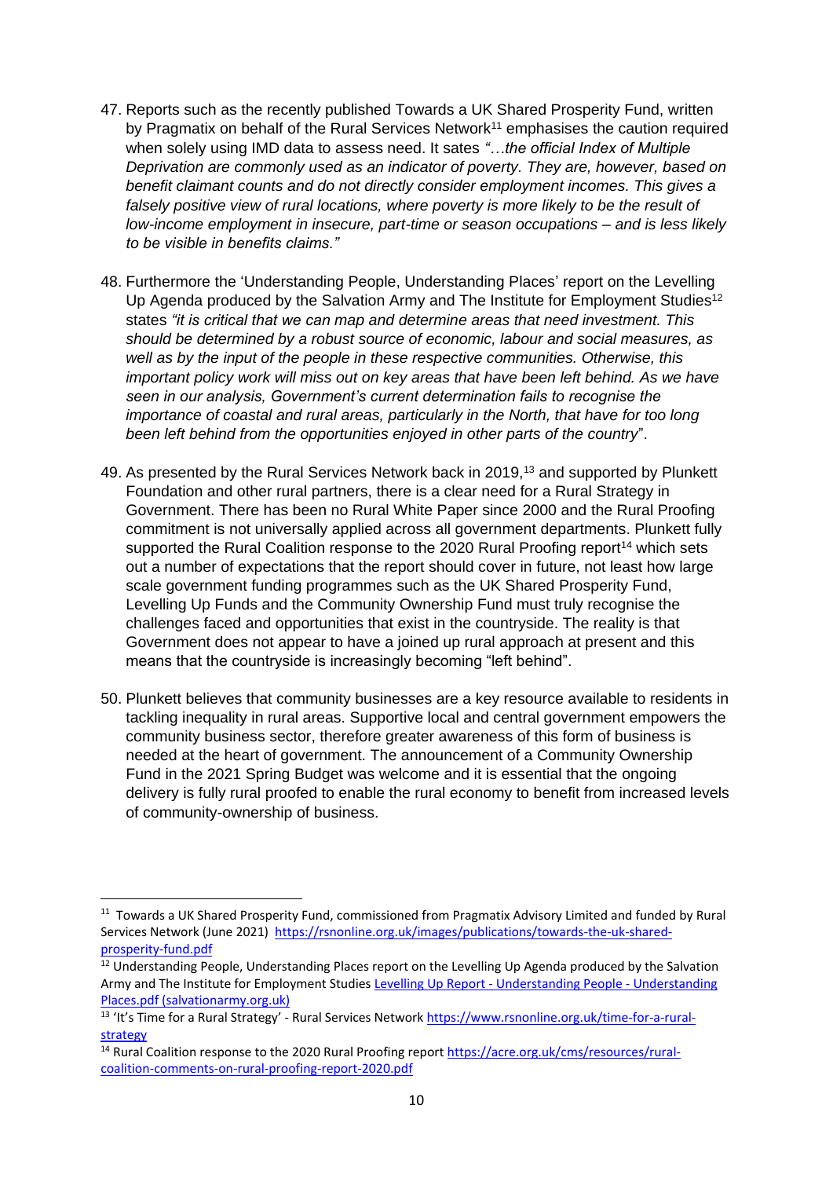47. Reports such as the recently published Towards a UK Shared Prosperity Fund, written by Pragmatix on behalf of the Rural Services Network[11] emphasises the caution required when solely using IMD data to assess need. It sates *"…the official Index of Multiple Deprivation are commonly used as an indicator of poverty. They are, however, based on benefit claimant counts and do not directly consider employment incomes. This gives a falsely positive view of rural locations, where poverty is more likely to be the result of low-income employment in insecure, part-time or season occupations – and is less likely to be visible in benefits claims."*

48. Furthermore the 'Understanding People, Understanding Places' report on the Levelling Up Agenda produced by the Salvation Army and The Institute for Employment Studies[12] states *"it is critical that we can map and determine areas that need investment. This should be determined by a robust source of economic, labour and social measures, as well as by the input of the people in these respective communities. Otherwise, this important policy work will miss out on key areas that have been left behind. As we have seen in our analysis, Government's current determination fails to recognise the importance of coastal and rural areas, particularly in the North, that have for too long been left behind from the opportunities enjoyed in other parts of the country*".

49. As presented by the Rural Services Network back in 2019,[13] and supported by Plunkett Foundation and other rural partners, there is a clear need for a Rural Strategy in Government. There has been no Rural White Paper since 2000 and the Rural Proofing commitment is not universally applied across all government departments. Plunkett fully supported the Rural Coalition response to the 2020 Rural Proofing report[14] which sets out a number of expectations that the report should cover in future, not least how large scale government funding programmes such as the UK Shared Prosperity Fund, Levelling Up Funds and the Community Ownership Fund must truly recognise the challenges faced and opportunities that exist in the countryside. The reality is that Government does not appear to have a joined up rural approach at present and this means that the countryside is increasingly becoming "left behind".

50. Plunkett believes that community businesses are a key resource available to residents in tackling inequality in rural areas. Supportive local and central government empowers the community business sector, therefore greater awareness of this form of business is needed at the heart of government. The announcement of a Community Ownership Fund in the 2021 Spring Budget was welcome and it is essential that the ongoing delivery is fully rural proofed to enable the rural economy to benefit from increased levels of community-ownership of business.

---

[11] Towards a UK Shared Prosperity Fund, commissioned from Pragmatix Advisory Limited and funded by Rural Services Network (June 2021) https://rsnonline.org.uk/images/publications/towards-the-uk-shared-prosperity-fund.pdf

[12] Understanding People, Understanding Places report on the Levelling Up Agenda produced by the Salvation Army and The Institute for Employment Studies Levelling Up Report - Understanding People - Understanding Places.pdf (salvationarmy.org.uk)

[13] 'It's Time for a Rural Strategy' - Rural Services Network https://www.rsnonline.org.uk/time-for-a-rural-strategy

[14] Rural Coalition response to the 2020 Rural Proofing report https://acre.org.uk/cms/resources/rural-coalition-comments-on-rural-proofing-report-2020.pdf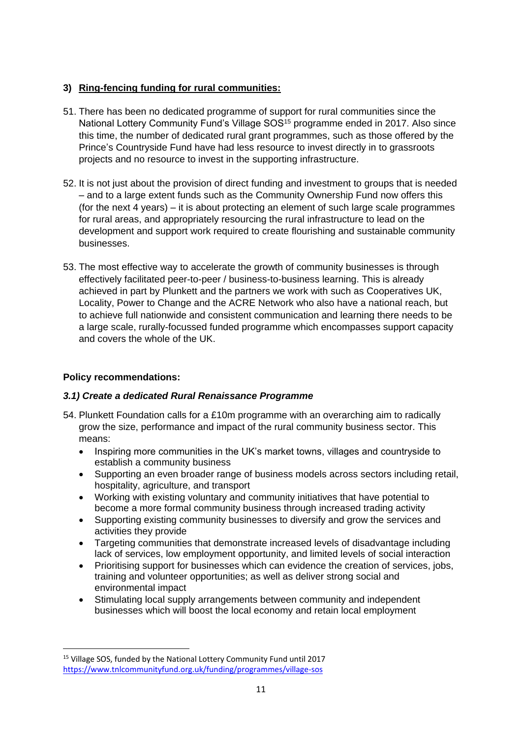### 3) Ring-fencing funding for rural communities:

51. There has been no dedicated programme of support for rural communities since the National Lottery Community Fund's Village SOS[15] programme ended in 2017. Also since this time, the number of dedicated rural grant programmes, such as those offered by the Prince's Countryside Fund have had less resource to invest directly in to grassroots projects and no resource to invest in the supporting infrastructure.

52. It is not just about the provision of direct funding and investment to groups that is needed – and to a large extent funds such as the Community Ownership Fund now offers this (for the next 4 years) – it is about protecting an element of such large scale programmes for rural areas, and appropriately resourcing the rural infrastructure to lead on the development and support work required to create flourishing and sustainable community businesses.

53. The most effective way to accelerate the growth of community businesses is through effectively facilitated peer-to-peer / business-to-business learning. This is already achieved in part by Plunkett and the partners we work with such as Cooperatives UK, Locality, Power to Change and the ACRE Network who also have a national reach, but to achieve full nationwide and consistent communication and learning there needs to be a large scale, rurally-focussed funded programme which encompasses support capacity and covers the whole of the UK.

**Policy recommendations:**

#### *3.1) Create a dedicated Rural Renaissance Programme*

54. Plunkett Foundation calls for a £10m programme with an overarching aim to radically grow the size, performance and impact of the rural community business sector. This means:
    - Inspiring more communities in the UK's market towns, villages and countryside to establish a community business
    - Supporting an even broader range of business models across sectors including retail, hospitality, agriculture, and transport
    - Working with existing voluntary and community initiatives that have potential to become a more formal community business through increased trading activity
    - Supporting existing community businesses to diversify and grow the services and activities they provide
    - Targeting communities that demonstrate increased levels of disadvantage including lack of services, low employment opportunity, and limited levels of social interaction
    - Prioritising support for businesses which can evidence the creation of services, jobs, training and volunteer opportunities; as well as deliver strong social and environmental impact
    - Stimulating local supply arrangements between community and independent businesses which will boost the local economy and retain local employment

[15] Village SOS, funded by the National Lottery Community Fund until 2017 https://www.tnlcommunityfund.org.uk/funding/programmes/village-sos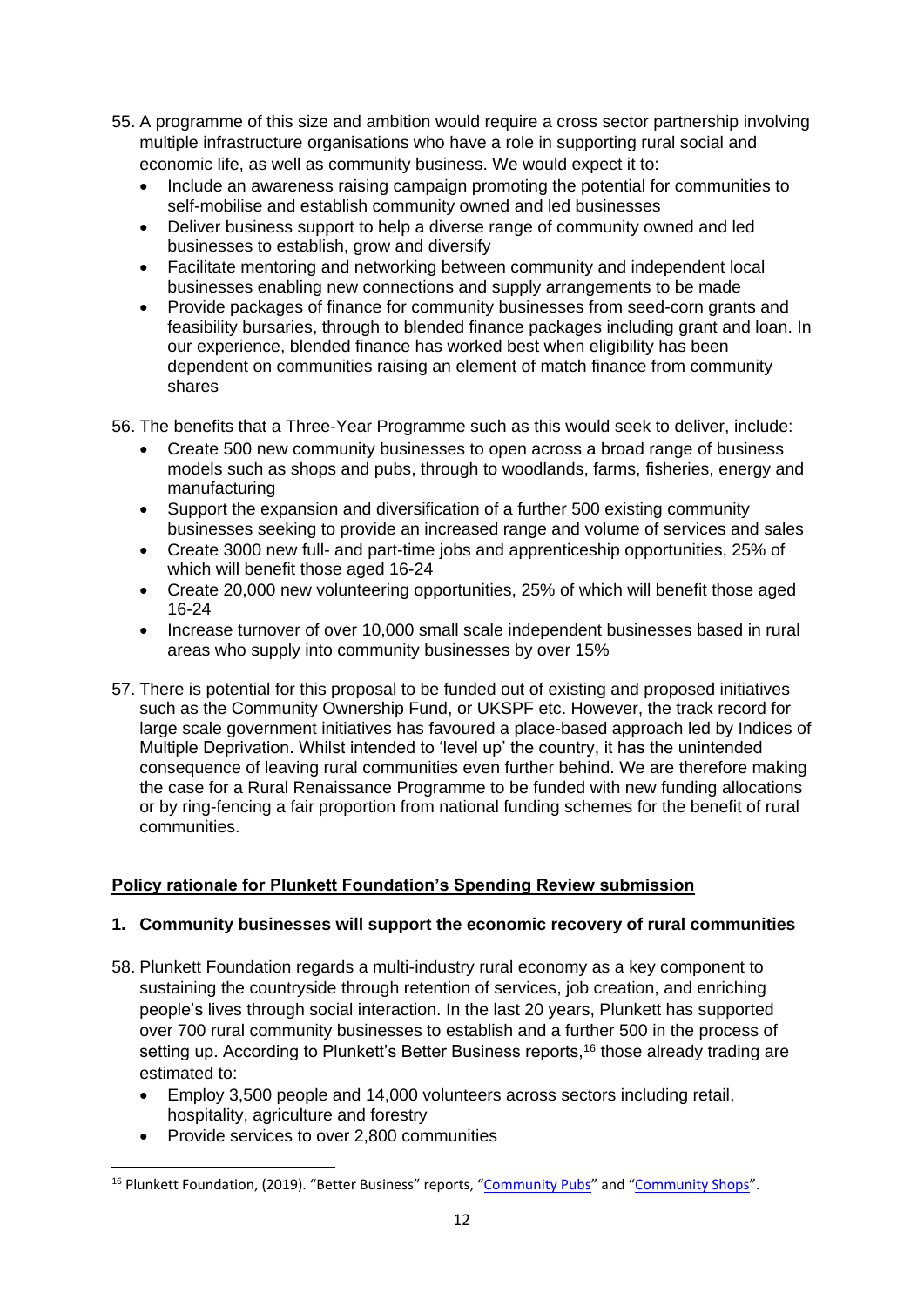55. A programme of this size and ambition would require a cross sector partnership involving multiple infrastructure organisations who have a role in supporting rural social and economic life, as well as community business. We would expect it to:
    - Include an awareness raising campaign promoting the potential for communities to self-mobilise and establish community owned and led businesses
    - Deliver business support to help a diverse range of community owned and led businesses to establish, grow and diversify
    - Facilitate mentoring and networking between community and independent local businesses enabling new connections and supply arrangements to be made
    - Provide packages of finance for community businesses from seed-corn grants and feasibility bursaries, through to blended finance packages including grant and loan. In our experience, blended finance has worked best when eligibility has been dependent on communities raising an element of match finance from community shares

56. The benefits that a Three-Year Programme such as this would seek to deliver, include:
    - Create 500 new community businesses to open across a broad range of business models such as shops and pubs, through to woodlands, farms, fisheries, energy and manufacturing
    - Support the expansion and diversification of a further 500 existing community businesses seeking to provide an increased range and volume of services and sales
    - Create 3000 new full- and part-time jobs and apprenticeship opportunities, 25% of which will benefit those aged 16-24
    - Create 20,000 new volunteering opportunities, 25% of which will benefit those aged 16-24
    - Increase turnover of over 10,000 small scale independent businesses based in rural areas who supply into community businesses by over 15%

57. There is potential for this proposal to be funded out of existing and proposed initiatives such as the Community Ownership Fund, or UKSPF etc. However, the track record for large scale government initiatives has favoured a place-based approach led by Indices of Multiple Deprivation. Whilst intended to 'level up' the country, it has the unintended consequence of leaving rural communities even further behind. We are therefore making the case for a Rural Renaissance Programme to be funded with new funding allocations or by ring-fencing a fair proportion from national funding schemes for the benefit of rural communities.

## Policy rationale for Plunkett Foundation's Spending Review submission

### 1. Community businesses will support the economic recovery of rural communities

58. Plunkett Foundation regards a multi-industry rural economy as a key component to sustaining the countryside through retention of services, job creation, and enriching people's lives through social interaction. In the last 20 years, Plunkett has supported over 700 rural community businesses to establish and a further 500 in the process of setting up. According to Plunkett's Better Business reports,[16] those already trading are estimated to:
    - Employ 3,500 people and 14,000 volunteers across sectors including retail, hospitality, agriculture and forestry
    - Provide services to over 2,800 communities

[16] Plunkett Foundation, (2019). "Better Business" reports, "Community Pubs" and "Community Shops".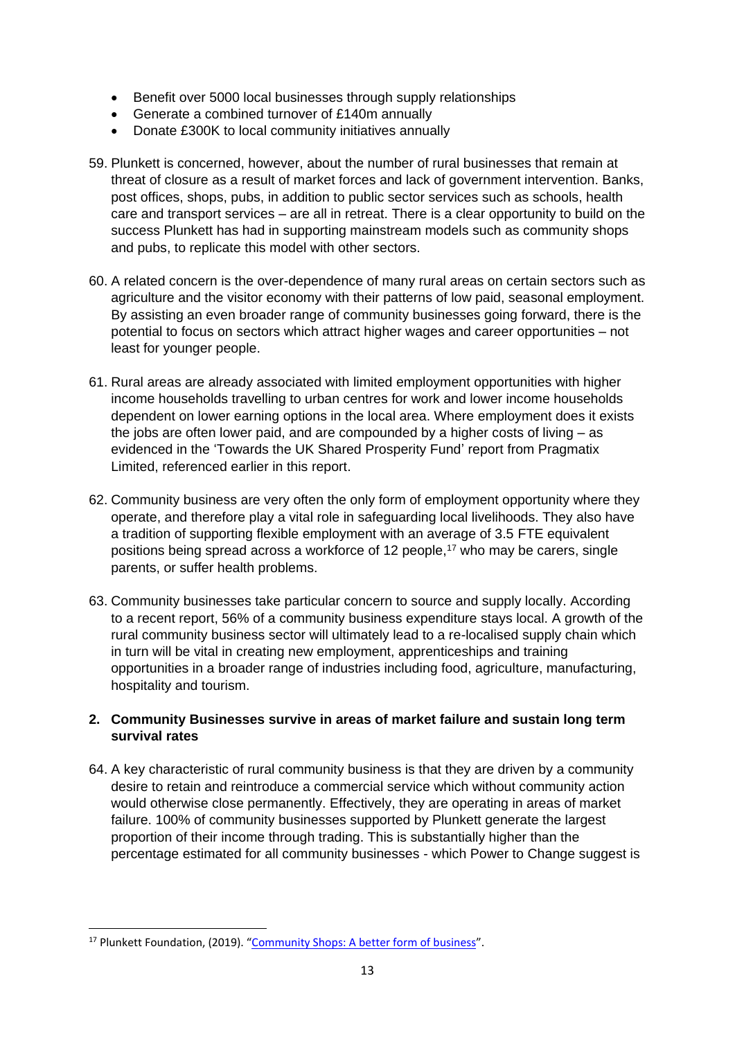- Benefit over 5000 local businesses through supply relationships
- Generate a combined turnover of £140m annually
- Donate £300K to local community initiatives annually

59. Plunkett is concerned, however, about the number of rural businesses that remain at threat of closure as a result of market forces and lack of government intervention. Banks, post offices, shops, pubs, in addition to public sector services such as schools, health care and transport services – are all in retreat. There is a clear opportunity to build on the success Plunkett has had in supporting mainstream models such as community shops and pubs, to replicate this model with other sectors.

60. A related concern is the over-dependence of many rural areas on certain sectors such as agriculture and the visitor economy with their patterns of low paid, seasonal employment. By assisting an even broader range of community businesses going forward, there is the potential to focus on sectors which attract higher wages and career opportunities – not least for younger people.

61. Rural areas are already associated with limited employment opportunities with higher income households travelling to urban centres for work and lower income households dependent on lower earning options in the local area. Where employment does it exists the jobs are often lower paid, and are compounded by a higher costs of living – as evidenced in the 'Towards the UK Shared Prosperity Fund' report from Pragmatix Limited, referenced earlier in this report.

62. Community business are very often the only form of employment opportunity where they operate, and therefore play a vital role in safeguarding local livelihoods. They also have a tradition of supporting flexible employment with an average of 3.5 FTE equivalent positions being spread across a workforce of 12 people,[17] who may be carers, single parents, or suffer health problems.

63. Community businesses take particular concern to source and supply locally. According to a recent report, 56% of a community business expenditure stays local. A growth of the rural community business sector will ultimately lead to a re-localised supply chain which in turn will be vital in creating new employment, apprenticeships and training opportunities in a broader range of industries including food, agriculture, manufacturing, hospitality and tourism.

**2. Community Businesses survive in areas of market failure and sustain long term survival rates**

64. A key characteristic of rural community business is that they are driven by a community desire to retain and reintroduce a commercial service which without community action would otherwise close permanently. Effectively, they are operating in areas of market failure. 100% of community businesses supported by Plunkett generate the largest proportion of their income through trading. This is substantially higher than the percentage estimated for all community businesses - which Power to Change suggest is

---

[17] Plunkett Foundation, (2019). "Community Shops: A better form of business".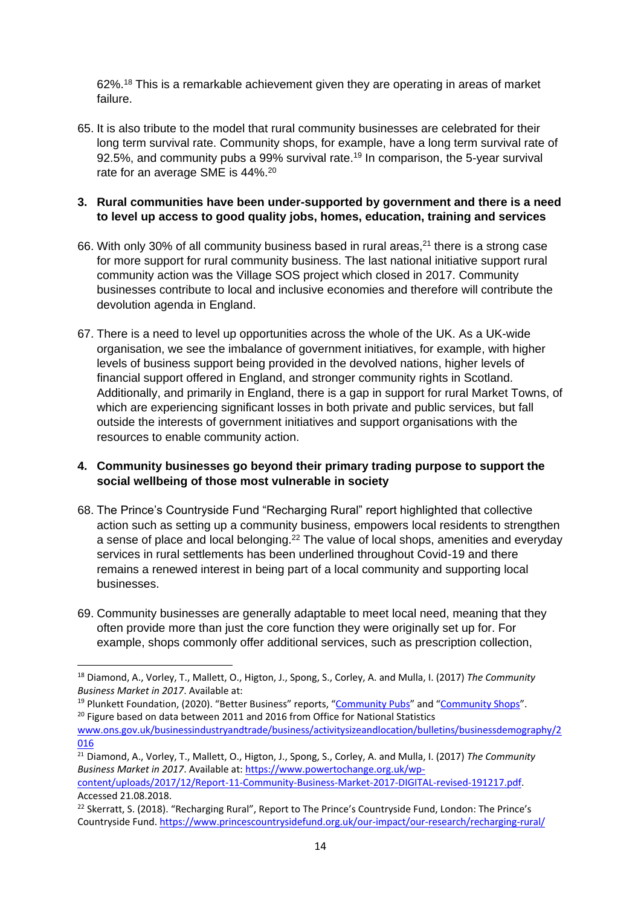62%.[18] This is a remarkable achievement given they are operating in areas of market failure.

65. It is also tribute to the model that rural community businesses are celebrated for their long term survival rate. Community shops, for example, have a long term survival rate of 92.5%, and community pubs a 99% survival rate.[19] In comparison, the 5-year survival rate for an average SME is 44%.[20]

**3. Rural communities have been under-supported by government and there is a need to level up access to good quality jobs, homes, education, training and services**

66. With only 30% of all community business based in rural areas,[21] there is a strong case for more support for rural community business. The last national initiative support rural community action was the Village SOS project which closed in 2017. Community businesses contribute to local and inclusive economies and therefore will contribute the devolution agenda in England.

67. There is a need to level up opportunities across the whole of the UK. As a UK-wide organisation, we see the imbalance of government initiatives, for example, with higher levels of business support being provided in the devolved nations, higher levels of financial support offered in England, and stronger community rights in Scotland. Additionally, and primarily in England, there is a gap in support for rural Market Towns, of which are experiencing significant losses in both private and public services, but fall outside the interests of government initiatives and support organisations with the resources to enable community action.

**4. Community businesses go beyond their primary trading purpose to support the social wellbeing of those most vulnerable in society**

68. The Prince's Countryside Fund "Recharging Rural" report highlighted that collective action such as setting up a community business, empowers local residents to strengthen a sense of place and local belonging.[22] The value of local shops, amenities and everyday services in rural settlements has been underlined throughout Covid-19 and there remains a renewed interest in being part of a local community and supporting local businesses.

69. Community businesses are generally adaptable to meet local need, meaning that they often provide more than just the core function they were originally set up for. For example, shops commonly offer additional services, such as prescription collection,

---

[18] Diamond, A., Vorley, T., Mallett, O., Higton, J., Spong, S., Corley, A. and Mulla, I. (2017) *The Community Business Market in 2017*. Available at:

[19] Plunkett Foundation, (2020). "Better Business" reports, "Community Pubs" and "Community Shops".

[20] Figure based on data between 2011 and 2016 from Office for National Statistics www.ons.gov.uk/businessindustryandtrade/business/activitysizeandlocation/bulletins/businessdemography/2016

[21] Diamond, A., Vorley, T., Mallett, O., Higton, J., Spong, S., Corley, A. and Mulla, I. (2017) *The Community Business Market in 2017*. Available at: https://www.powertochange.org.uk/wp-content/uploads/2017/12/Report-11-Community-Business-Market-2017-DIGITAL-revised-191217.pdf. Accessed 21.08.2018.

[22] Skerratt, S. (2018). "Recharging Rural", Report to The Prince's Countryside Fund, London: The Prince's Countryside Fund. https://www.princescountrysidefund.org.uk/our-impact/our-research/recharging-rural/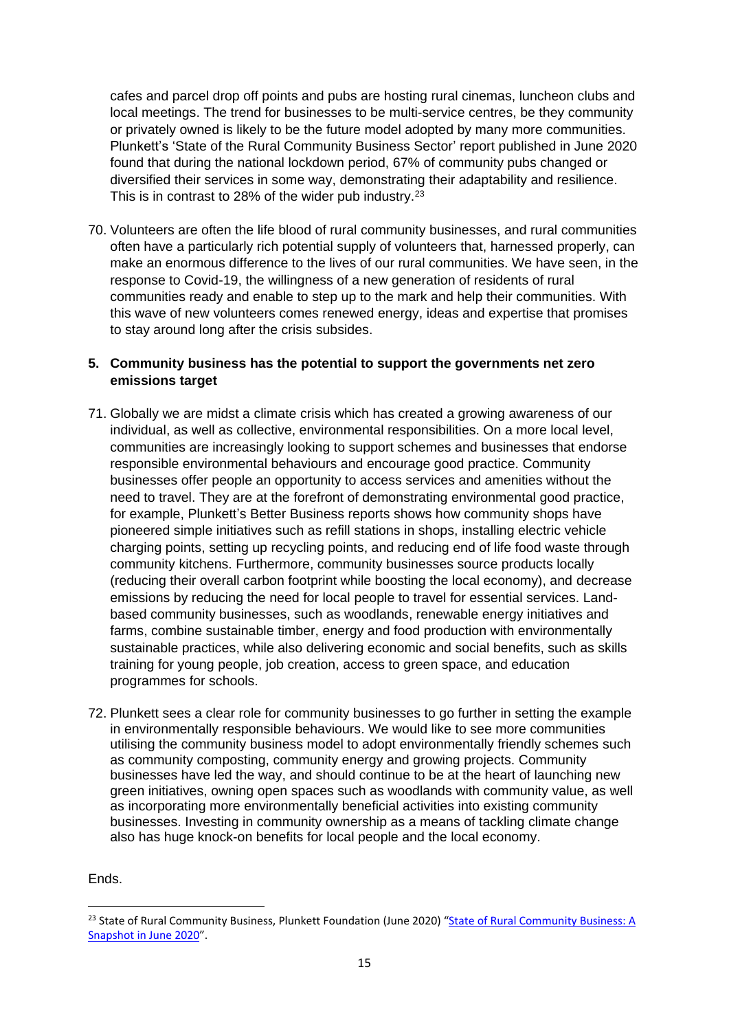cafes and parcel drop off points and pubs are hosting rural cinemas, luncheon clubs and local meetings. The trend for businesses to be multi-service centres, be they community or privately owned is likely to be the future model adopted by many more communities. Plunkett's 'State of the Rural Community Business Sector' report published in June 2020 found that during the national lockdown period, 67% of community pubs changed or diversified their services in some way, demonstrating their adaptability and resilience. This is in contrast to 28% of the wider pub industry.[23]

70. Volunteers are often the life blood of rural community businesses, and rural communities often have a particularly rich potential supply of volunteers that, harnessed properly, can make an enormous difference to the lives of our rural communities. We have seen, in the response to Covid-19, the willingness of a new generation of residents of rural communities ready and enable to step up to the mark and help their communities. With this wave of new volunteers comes renewed energy, ideas and expertise that promises to stay around long after the crisis subsides.

**5. Community business has the potential to support the governments net zero emissions target**

71. Globally we are midst a climate crisis which has created a growing awareness of our individual, as well as collective, environmental responsibilities. On a more local level, communities are increasingly looking to support schemes and businesses that endorse responsible environmental behaviours and encourage good practice. Community businesses offer people an opportunity to access services and amenities without the need to travel. They are at the forefront of demonstrating environmental good practice, for example, Plunkett's Better Business reports shows how community shops have pioneered simple initiatives such as refill stations in shops, installing electric vehicle charging points, setting up recycling points, and reducing end of life food waste through community kitchens. Furthermore, community businesses source products locally (reducing their overall carbon footprint while boosting the local economy), and decrease emissions by reducing the need for local people to travel for essential services. Land-based community businesses, such as woodlands, renewable energy initiatives and farms, combine sustainable timber, energy and food production with environmentally sustainable practices, while also delivering economic and social benefits, such as skills training for young people, job creation, access to green space, and education programmes for schools.

72. Plunkett sees a clear role for community businesses to go further in setting the example in environmentally responsible behaviours. We would like to see more communities utilising the community business model to adopt environmentally friendly schemes such as community composting, community energy and growing projects. Community businesses have led the way, and should continue to be at the heart of launching new green initiatives, owning open spaces such as woodlands with community value, as well as incorporating more environmentally beneficial activities into existing community businesses. Investing in community ownership as a means of tackling climate change also has huge knock-on benefits for local people and the local economy.

Ends.

[23] State of Rural Community Business, Plunkett Foundation (June 2020) "State of Rural Community Business: A Snapshot in June 2020".